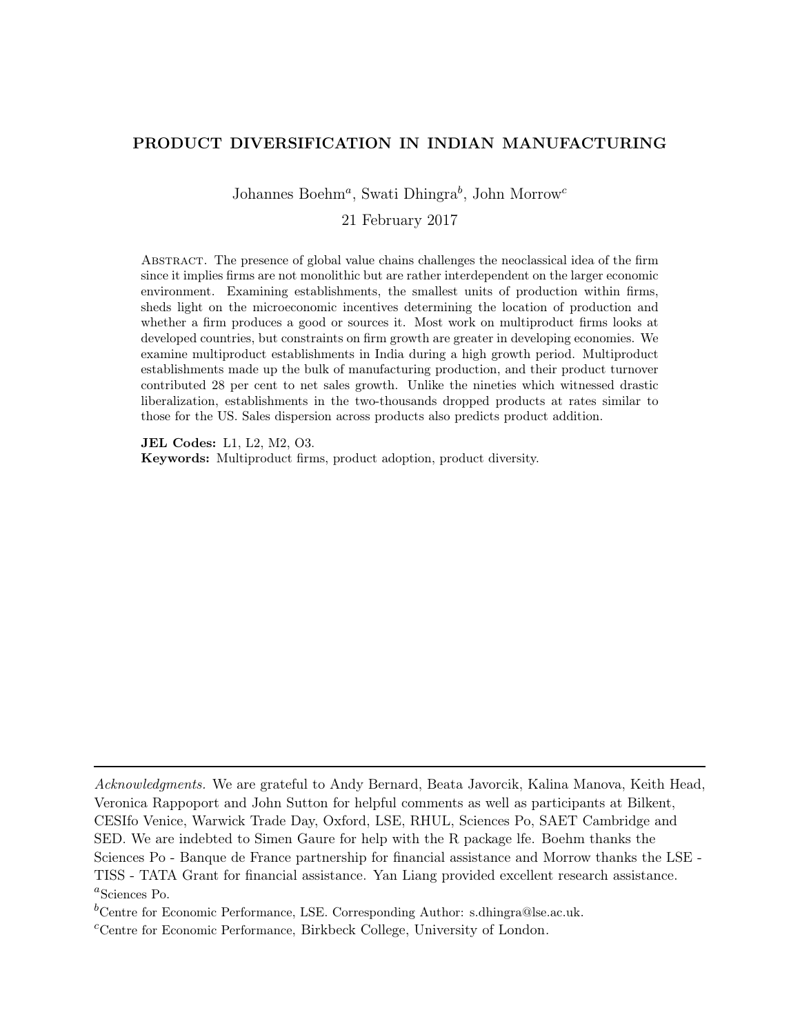# PRODUCT DIVERSIFICATION IN INDIAN MANUFACTURING

Johannes Boehm[a], Swati Dhingra[b], John Morrow[c]

21 February 2017

Abstract. The presence of global value chains challenges the neoclassical idea of the firm since it implies firms are not monolithic but are rather interdependent on the larger economic environment. Examining establishments, the smallest units of production within firms, sheds light on the microeconomic incentives determining the location of production and whether a firm produces a good or sources it. Most work on multiproduct firms looks at developed countries, but constraints on firm growth are greater in developing economies. We examine multiproduct establishments in India during a high growth period. Multiproduct establishments made up the bulk of manufacturing production, and their product turnover contributed 28 per cent to net sales growth. Unlike the nineties which witnessed drastic liberalization, establishments in the two-thousands dropped products at rates similar to those for the US. Sales dispersion across products also predicts product addition.

**JEL Codes:** L1, L2, M2, O3.
**Keywords:** Multiproduct firms, product adoption, product diversity.

---

*Acknowledgments.* We are grateful to Andy Bernard, Beata Javorcik, Kalina Manova, Keith Head, Veronica Rappoport and John Sutton for helpful comments as well as participants at Bilkent, CESIfo Venice, Warwick Trade Day, Oxford, LSE, RHUL, Sciences Po, SAET Cambridge and SED. We are indebted to Simen Gaure for help with the R package lfe. Boehm thanks the Sciences Po - Banque de France partnership for financial assistance and Morrow thanks the LSE - TISS - TATA Grant for financial assistance. Yan Liang provided excellent research assistance.

[a] Sciences Po.

[b] Centre for Economic Performance, LSE. Corresponding Author: s.dhingra@lse.ac.uk.

[c] Centre for Economic Performance, Birkbeck College, University of London.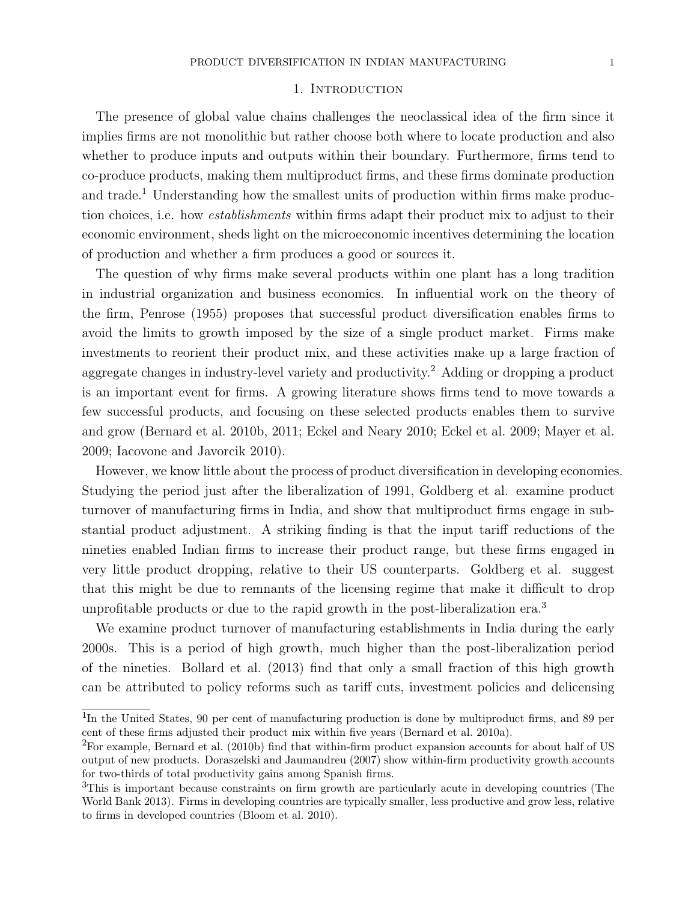# 1. Introduction

The presence of global value chains challenges the neoclassical idea of the firm since it implies firms are not monolithic but rather choose both where to locate production and also whether to produce inputs and outputs within their boundary. Furthermore, firms tend to co-produce products, making them multiproduct firms, and these firms dominate production and trade.[1] Understanding how the smallest units of production within firms make production choices, i.e. how *establishments* within firms adapt their product mix to adjust to their economic environment, sheds light on the microeconomic incentives determining the location of production and whether a firm produces a good or sources it.

The question of why firms make several products within one plant has a long tradition in industrial organization and business economics. In influential work on the theory of the firm, Penrose (1955) proposes that successful product diversification enables firms to avoid the limits to growth imposed by the size of a single product market. Firms make investments to reorient their product mix, and these activities make up a large fraction of aggregate changes in industry-level variety and productivity.[2] Adding or dropping a product is an important event for firms. A growing literature shows firms tend to move towards a few successful products, and focusing on these selected products enables them to survive and grow (Bernard et al. 2010b, 2011; Eckel and Neary 2010; Eckel et al. 2009; Mayer et al. 2009; Iacovone and Javorcik 2010).

However, we know little about the process of product diversification in developing economies. Studying the period just after the liberalization of 1991, Goldberg et al. examine product turnover of manufacturing firms in India, and show that multiproduct firms engage in substantial product adjustment. A striking finding is that the input tariff reductions of the nineties enabled Indian firms to increase their product range, but these firms engaged in very little product dropping, relative to their US counterparts. Goldberg et al. suggest that this might be due to remnants of the licensing regime that make it difficult to drop unprofitable products or due to the rapid growth in the post-liberalization era.[3]

We examine product turnover of manufacturing establishments in India during the early 2000s. This is a period of high growth, much higher than the post-liberalization period of the nineties. Bollard et al. (2013) find that only a small fraction of this high growth can be attributed to policy reforms such as tariff cuts, investment policies and delicensing

[1] In the United States, 90 per cent of manufacturing production is done by multiproduct firms, and 89 per cent of these firms adjusted their product mix within five years (Bernard et al. 2010a).

[2] For example, Bernard et al. (2010b) find that within-firm product expansion accounts for about half of US output of new products. Doraszelski and Jaumandreu (2007) show within-firm productivity growth accounts for two-thirds of total productivity gains among Spanish firms.

[3] This is important because constraints on firm growth are particularly acute in developing countries (The World Bank 2013). Firms in developing countries are typically smaller, less productive and grow less, relative to firms in developed countries (Bloom et al. 2010).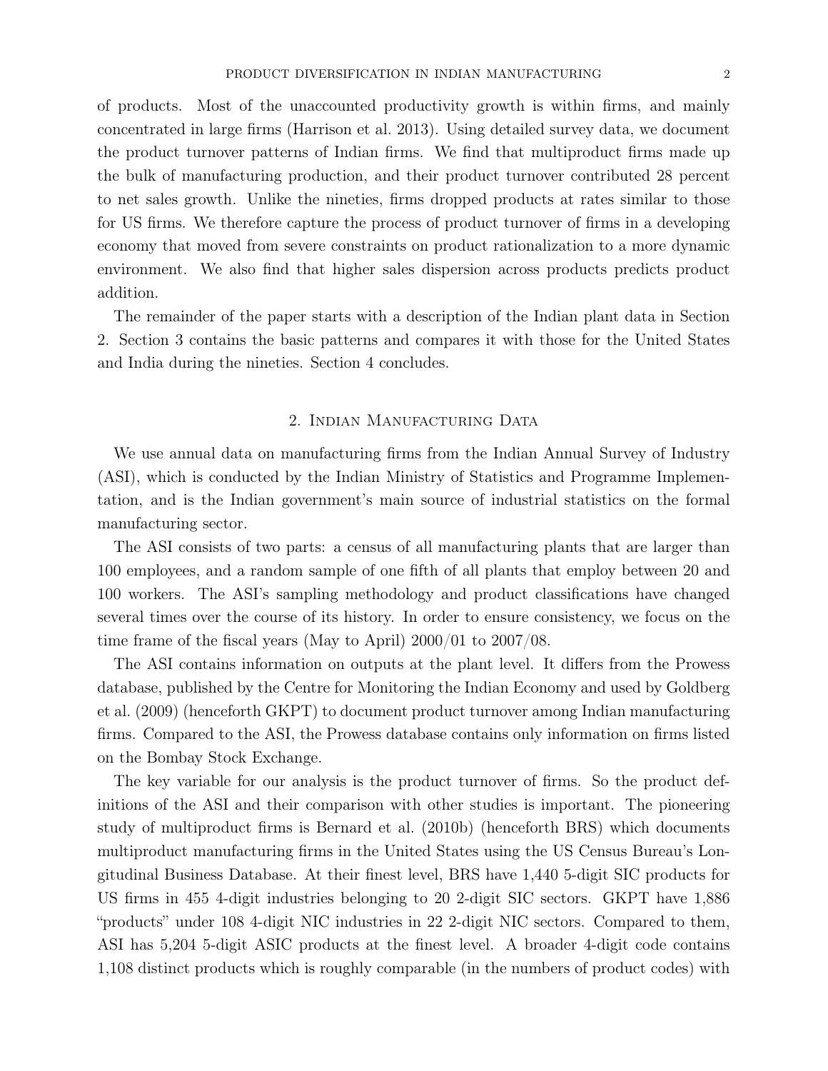of products. Most of the unaccounted productivity growth is within firms, and mainly concentrated in large firms (Harrison et al. 2013). Using detailed survey data, we document the product turnover patterns of Indian firms. We find that multiproduct firms made up the bulk of manufacturing production, and their product turnover contributed 28 percent to net sales growth. Unlike the nineties, firms dropped products at rates similar to those for US firms. We therefore capture the process of product turnover of firms in a developing economy that moved from severe constraints on product rationalization to a more dynamic environment. We also find that higher sales dispersion across products predicts product addition.

The remainder of the paper starts with a description of the Indian plant data in Section 2. Section 3 contains the basic patterns and compares it with those for the United States and India during the nineties. Section 4 concludes.

## 2. Indian Manufacturing Data

We use annual data on manufacturing firms from the Indian Annual Survey of Industry (ASI), which is conducted by the Indian Ministry of Statistics and Programme Implementation, and is the Indian government's main source of industrial statistics on the formal manufacturing sector.

The ASI consists of two parts: a census of all manufacturing plants that are larger than 100 employees, and a random sample of one fifth of all plants that employ between 20 and 100 workers. The ASI's sampling methodology and product classifications have changed several times over the course of its history. In order to ensure consistency, we focus on the time frame of the fiscal years (May to April) 2000/01 to 2007/08.

The ASI contains information on outputs at the plant level. It differs from the Prowess database, published by the Centre for Monitoring the Indian Economy and used by Goldberg et al. (2009) (henceforth GKPT) to document product turnover among Indian manufacturing firms. Compared to the ASI, the Prowess database contains only information on firms listed on the Bombay Stock Exchange.

The key variable for our analysis is the product turnover of firms. So the product definitions of the ASI and their comparison with other studies is important. The pioneering study of multiproduct firms is Bernard et al. (2010b) (henceforth BRS) which documents multiproduct manufacturing firms in the United States using the US Census Bureau's Longitudinal Business Database. At their finest level, BRS have 1,440 5-digit SIC products for US firms in 455 4-digit industries belonging to 20 2-digit SIC sectors. GKPT have 1,886 "products" under 108 4-digit NIC industries in 22 2-digit NIC sectors. Compared to them, ASI has 5,204 5-digit ASIC products at the finest level. A broader 4-digit code contains 1,108 distinct products which is roughly comparable (in the numbers of product codes) with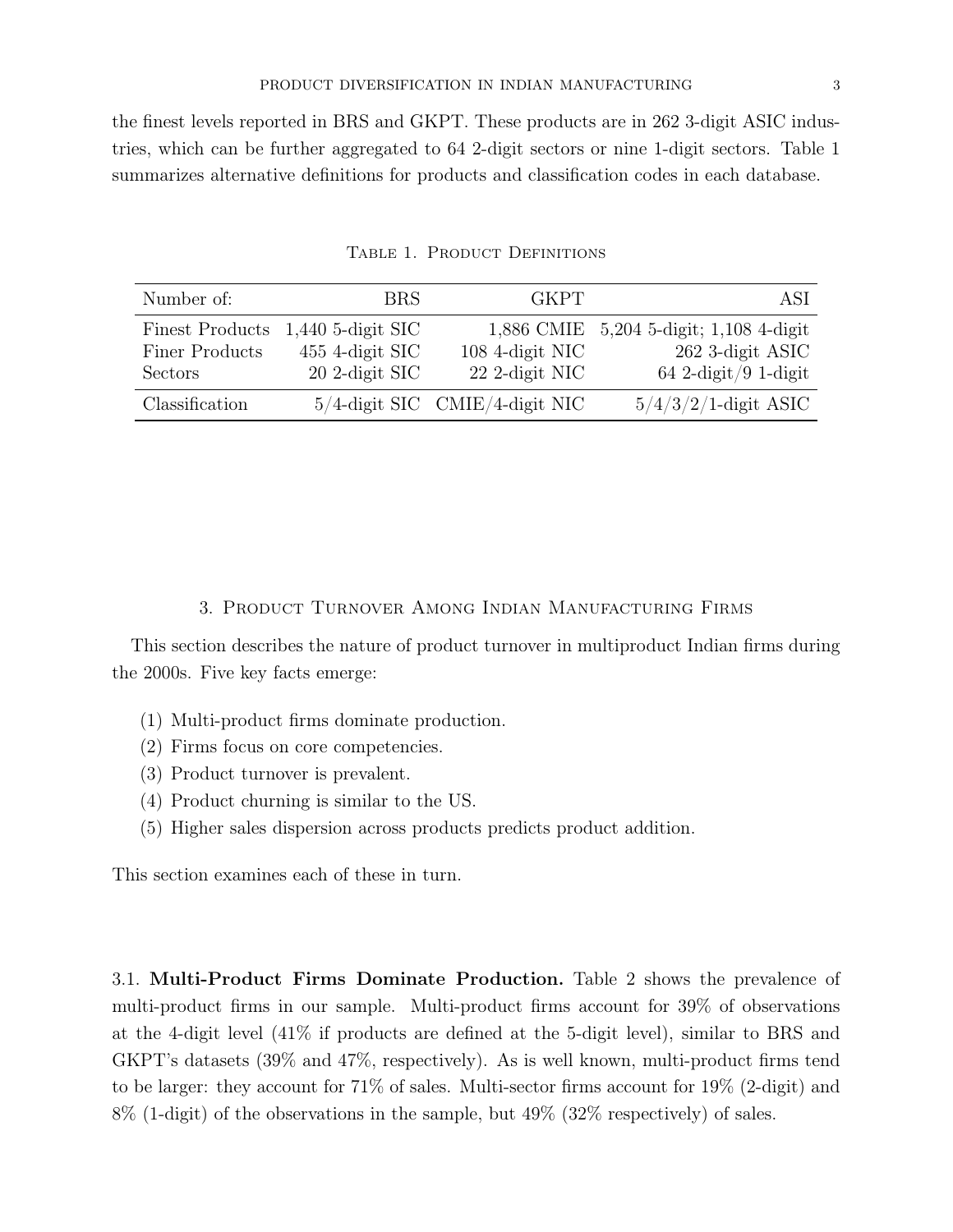the finest levels reported in BRS and GKPT. These products are in 262 3-digit ASIC industries, which can be further aggregated to 64 2-digit sectors or nine 1-digit sectors. Table 1 summarizes alternative definitions for products and classification codes in each database.

Table 1. Product Definitions

| Number of: | BRS | GKPT | ASI |
|---|---|---|---|
| Finest Products | 1,440 5-digit SIC | 1,886 CMIE | 5,204 5-digit; 1,108 4-digit |
| Finer Products | 455 4-digit SIC | 108 4-digit NIC | 262 3-digit ASIC |
| Sectors | 20 2-digit SIC | 22 2-digit NIC | 64 2-digit/9 1-digit |
| Classification | 5/4-digit SIC | CMIE/4-digit NIC | 5/4/3/2/1-digit ASIC |

## 3. Product Turnover Among Indian Manufacturing Firms

This section describes the nature of product turnover in multiproduct Indian firms during the 2000s. Five key facts emerge:

(1) Multi-product firms dominate production.
(2) Firms focus on core competencies.
(3) Product turnover is prevalent.
(4) Product churning is similar to the US.
(5) Higher sales dispersion across products predicts product addition.

This section examines each of these in turn.

3.1. **Multi-Product Firms Dominate Production.** Table 2 shows the prevalence of multi-product firms in our sample. Multi-product firms account for 39% of observations at the 4-digit level (41% if products are defined at the 5-digit level), similar to BRS and GKPT's datasets (39% and 47%, respectively). As is well known, multi-product firms tend to be larger: they account for 71% of sales. Multi-sector firms account for 19% (2-digit) and 8% (1-digit) of the observations in the sample, but 49% (32% respectively) of sales.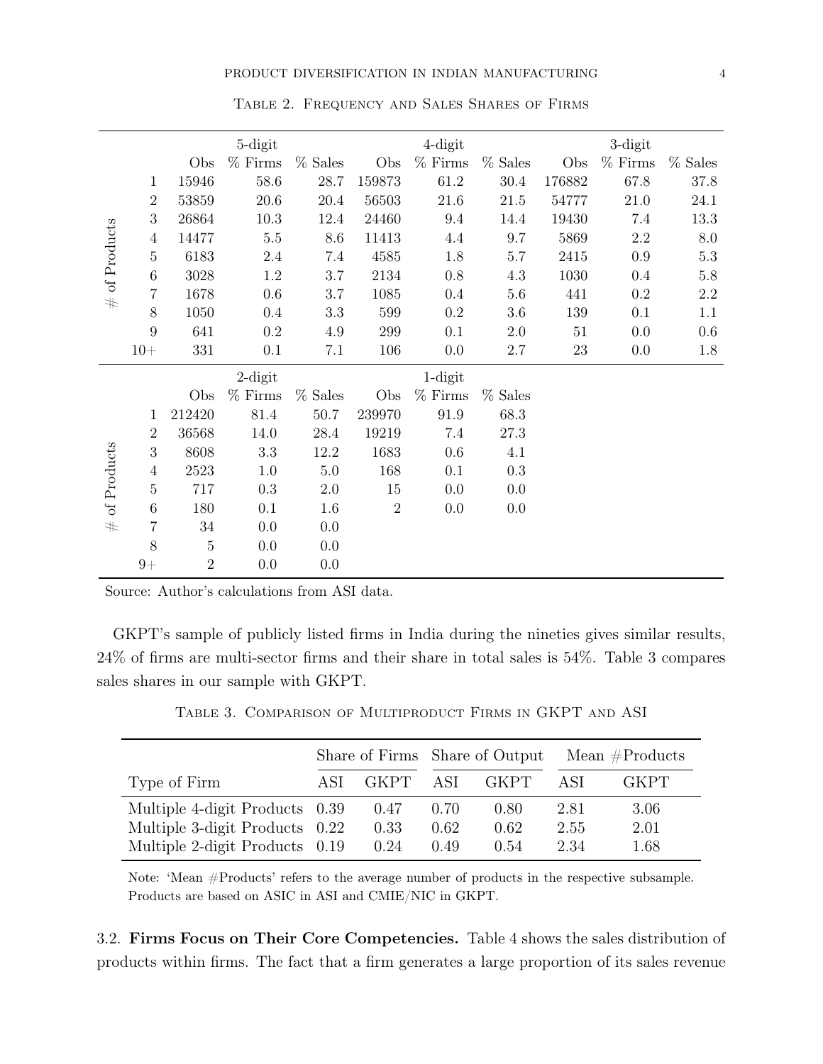TABLE 2. FREQUENCY AND SALES SHARES OF FIRMS

| # of Products | 5-digit Obs | 5-digit % Firms | 5-digit % Sales | 4-digit Obs | 4-digit % Firms | 4-digit % Sales | 3-digit Obs | 3-digit % Firms | 3-digit % Sales |
|---|---|---|---|---|---|---|---|---|---|
| 1 | 15946 | 58.6 | 28.7 | 159873 | 61.2 | 30.4 | 176882 | 67.8 | 37.8 |
| 2 | 53859 | 20.6 | 20.4 | 56503 | 21.6 | 21.5 | 54777 | 21.0 | 24.1 |
| 3 | 26864 | 10.3 | 12.4 | 24460 | 9.4 | 14.4 | 19430 | 7.4 | 13.3 |
| 4 | 14477 | 5.5 | 8.6 | 11413 | 4.4 | 9.7 | 5869 | 2.2 | 8.0 |
| 5 | 6183 | 2.4 | 7.4 | 4585 | 1.8 | 5.7 | 2415 | 0.9 | 5.3 |
| 6 | 3028 | 1.2 | 3.7 | 2134 | 0.8 | 4.3 | 1030 | 0.4 | 5.8 |
| 7 | 1678 | 0.6 | 3.7 | 1085 | 0.4 | 5.6 | 441 | 0.2 | 2.2 |
| 8 | 1050 | 0.4 | 3.3 | 599 | 0.2 | 3.6 | 139 | 0.1 | 1.1 |
| 9 | 641 | 0.2 | 4.9 | 299 | 0.1 | 2.0 | 51 | 0.0 | 0.6 |
| 10+ | 331 | 0.1 | 7.1 | 106 | 0.0 | 2.7 | 23 | 0.0 | 1.8 |

| # of Products | 2-digit Obs | 2-digit % Firms | 2-digit % Sales | 1-digit Obs | 1-digit % Firms | 1-digit % Sales |
|---|---|---|---|---|---|---|
| 1 | 212420 | 81.4 | 50.7 | 239970 | 91.9 | 68.3 |
| 2 | 36568 | 14.0 | 28.4 | 19219 | 7.4 | 27.3 |
| 3 | 8608 | 3.3 | 12.2 | 1683 | 0.6 | 4.1 |
| 4 | 2523 | 1.0 | 5.0 | 168 | 0.1 | 0.3 |
| 5 | 717 | 0.3 | 2.0 | 15 | 0.0 | 0.0 |
| 6 | 180 | 0.1 | 1.6 | 2 | 0.0 | 0.0 |
| 7 | 34 | 0.0 | 0.0 | | | |
| 8 | 5 | 0.0 | 0.0 | | | |
| 9+ | 2 | 0.0 | 0.0 | | | |

Source: Author's calculations from ASI data.

GKPT's sample of publicly listed firms in India during the nineties gives similar results, 24% of firms are multi-sector firms and their share in total sales is 54%. Table 3 compares sales shares in our sample with GKPT.

TABLE 3. COMPARISON OF MULTIPRODUCT FIRMS IN GKPT AND ASI

| | Share of Firms | | Share of Output | | Mean #Products | |
|---|---|---|---|---|---|---|
| Type of Firm | ASI | GKPT | ASI | GKPT | ASI | GKPT |
| Multiple 4-digit Products | 0.39 | 0.47 | 0.70 | 0.80 | 2.81 | 3.06 |
| Multiple 3-digit Products | 0.22 | 0.33 | 0.62 | 0.62 | 2.55 | 2.01 |
| Multiple 2-digit Products | 0.19 | 0.24 | 0.49 | 0.54 | 2.34 | 1.68 |

Note: 'Mean #Products' refers to the average number of products in the respective subsample. Products are based on ASIC in ASI and CMIE/NIC in GKPT.

3.2. **Firms Focus on Their Core Competencies.** Table 4 shows the sales distribution of products within firms. The fact that a firm generates a large proportion of its sales revenue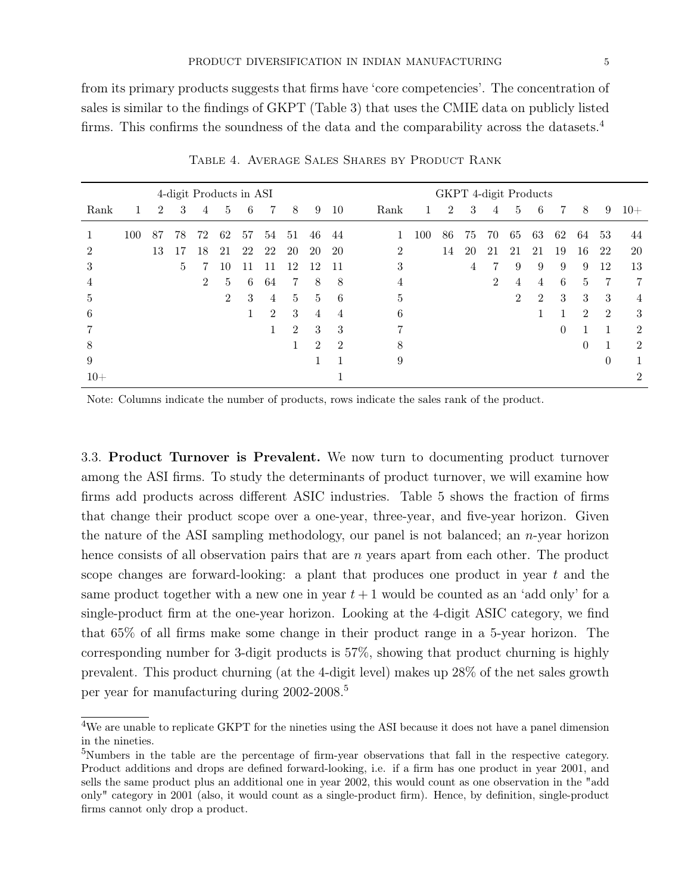from its primary products suggests that firms have 'core competencies'. The concentration of sales is similar to the findings of GKPT (Table 3) that uses the CMIE data on publicly listed firms. This confirms the soundness of the data and the comparability across the datasets.[4]

Table 4. Average Sales Shares by Product Rank

| | 4-digit Products in ASI | | | | | | | | | | | GKPT 4-digit Products | | | | | | | | | |
|---|---|---|---|---|---|---|---|---|---|---|---|---|---|---|---|---|---|---|---|---|---|
| Rank | 1 | 2 | 3 | 4 | 5 | 6 | 7 | 8 | 9 | 10 | Rank | 1 | 2 | 3 | 4 | 5 | 6 | 7 | 8 | 9 | 10+ |
| 1 | 100 | 87 | 78 | 72 | 62 | 57 | 54 | 51 | 46 | 44 | 1 | 100 | 86 | 75 | 70 | 65 | 63 | 62 | 64 | 53 | 44 |
| 2 | | 13 | 17 | 18 | 21 | 22 | 22 | 20 | 20 | 20 | 2 | | 14 | 20 | 21 | 21 | 21 | 19 | 16 | 22 | 20 |
| 3 | | | 5 | 7 | 10 | 11 | 11 | 12 | 12 | 11 | 3 | | | 4 | 7 | 9 | 9 | 9 | 9 | 12 | 13 |
| 4 | | | | 2 | 5 | 6 | 64 | 7 | 8 | 8 | 4 | | | | 2 | 4 | 4 | 6 | 5 | 7 | 7 |
| 5 | | | | | 2 | 3 | 4 | 5 | 5 | 6 | 5 | | | | | 2 | 2 | 3 | 3 | 3 | 4 |
| 6 | | | | | | 1 | 2 | 3 | 4 | 4 | 6 | | | | | | 1 | 1 | 2 | 2 | 3 |
| 7 | | | | | | | 1 | 2 | 3 | 3 | 7 | | | | | | | 0 | 1 | 1 | 2 |
| 8 | | | | | | | | 1 | 2 | 2 | 8 | | | | | | | | 0 | 1 | 2 |
| 9 | | | | | | | | | 1 | 1 | 9 | | | | | | | | | 0 | 1 |
| 10+ | | | | | | | | | | 1 | | | | | | | | | | | 2 |

Note: Columns indicate the number of products, rows indicate the sales rank of the product.

3.3. **Product Turnover is Prevalent.** We now turn to documenting product turnover among the ASI firms. To study the determinants of product turnover, we will examine how firms add products across different ASIC industries. Table 5 shows the fraction of firms that change their product scope over a one-year, three-year, and five-year horizon. Given the nature of the ASI sampling methodology, our panel is not balanced; an $n$-year horizon hence consists of all observation pairs that are $n$ years apart from each other. The product scope changes are forward-looking: a plant that produces one product in year $t$ and the same product together with a new one in year $t+1$ would be counted as an 'add only' for a single-product firm at the one-year horizon. Looking at the 4-digit ASIC category, we find that 65% of all firms make some change in their product range in a 5-year horizon. The corresponding number for 3-digit products is 57%, showing that product churning is highly prevalent. This product churning (at the 4-digit level) makes up 28% of the net sales growth per year for manufacturing during 2002-2008.[5]

[4]We are unable to replicate GKPT for the nineties using the ASI because it does not have a panel dimension in the nineties.

[5]Numbers in the table are the percentage of firm-year observations that fall in the respective category. Product additions and drops are defined forward-looking, i.e. if a firm has one product in year 2001, and sells the same product plus an additional one in year 2002, this would count as one observation in the "add only" category in 2001 (also, it would count as a single-product firm). Hence, by definition, single-product firms cannot only drop a product.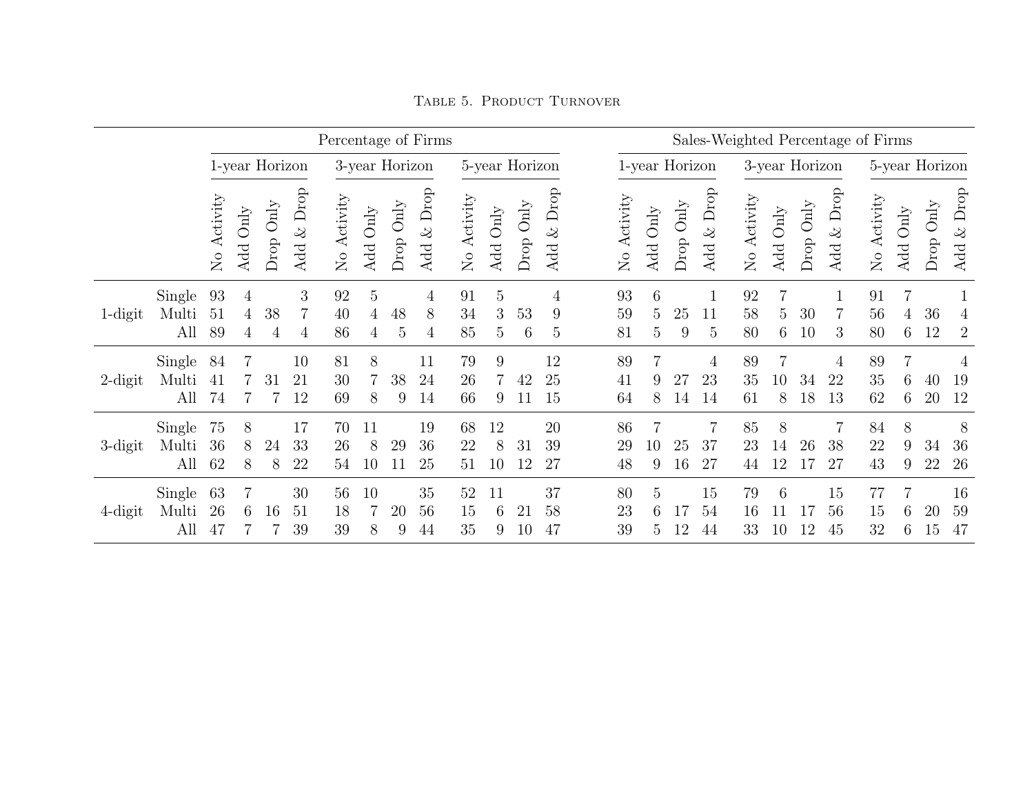TABLE 5. PRODUCT TURNOVER

| | | Percentage of Firms | | | | | | | | | | | | Sales-Weighted Percentage of Firms | | | | | | | | | | | |
|---|---|---|---|---|---|---|---|---|---|---|---|---|---|---|---|---|---|---|---|---|---|---|---|---|---|
| | | 1-year Horizon | | | | 3-year Horizon | | | | 5-year Horizon | | | | 1-year Horizon | | | | 3-year Horizon | | | | 5-year Horizon | | | |
| | | No Activity | Add Only | Drop Only | Add & Drop | No Activity | Add Only | Drop Only | Add & Drop | No Activity | Add Only | Drop Only | Add & Drop | No Activity | Add Only | Drop Only | Add & Drop | No Activity | Add Only | Drop Only | Add & Drop | No Activity | Add Only | Drop Only | Add & Drop |
| 1-digit | Single | 93 | 4 | | 3 | 92 | 5 | | 4 | 91 | 5 | | 4 | 93 | 6 | | 1 | 92 | 7 | | 1 | 91 | 7 | | 1 |
| | Multi | 51 | 4 | 38 | 7 | 40 | 4 | 48 | 8 | 34 | 3 | 53 | 9 | 59 | 5 | 25 | 11 | 58 | 5 | 30 | 7 | 56 | 4 | 36 | 4 |
| | All | 89 | 4 | 4 | 4 | 86 | 4 | 5 | 4 | 85 | 5 | 6 | 5 | 81 | 5 | 9 | 5 | 80 | 6 | 10 | 3 | 80 | 6 | 12 | 2 |
| 2-digit | Single | 84 | 7 | | 10 | 81 | 8 | | 11 | 79 | 9 | | 12 | 89 | 7 | | 4 | 89 | 7 | | 4 | 89 | 7 | | 4 |
| | Multi | 41 | 7 | 31 | 21 | 30 | 7 | 38 | 24 | 26 | 7 | 42 | 25 | 41 | 9 | 27 | 23 | 35 | 10 | 34 | 22 | 35 | 6 | 40 | 19 |
| | All | 74 | 7 | 7 | 12 | 69 | 8 | 9 | 14 | 66 | 9 | 11 | 15 | 64 | 8 | 14 | 14 | 61 | 8 | 18 | 13 | 62 | 6 | 20 | 12 |
| 3-digit | Single | 75 | 8 | | 17 | 70 | 11 | | 19 | 68 | 12 | | 20 | 86 | 7 | | 7 | 85 | 8 | | 7 | 84 | 8 | | 8 |
| | Multi | 36 | 8 | 24 | 33 | 26 | 8 | 29 | 36 | 22 | 8 | 31 | 39 | 29 | 10 | 25 | 37 | 23 | 14 | 26 | 38 | 22 | 9 | 34 | 36 |
| | All | 62 | 8 | 8 | 22 | 54 | 10 | 11 | 25 | 51 | 10 | 12 | 27 | 48 | 9 | 16 | 27 | 44 | 12 | 17 | 27 | 43 | 9 | 22 | 26 |
| 4-digit | Single | 63 | 7 | | 30 | 56 | 10 | | 35 | 52 | 11 | | 37 | 80 | 5 | | 15 | 79 | 6 | | 15 | 77 | 7 | | 16 |
| | Multi | 26 | 6 | 16 | 51 | 18 | 7 | 20 | 56 | 15 | 6 | 21 | 58 | 23 | 6 | 17 | 54 | 16 | 11 | 17 | 56 | 15 | 6 | 20 | 59 |
| | All | 47 | 7 | 7 | 39 | 39 | 8 | 9 | 44 | 35 | 9 | 10 | 47 | 39 | 5 | 12 | 44 | 33 | 10 | 12 | 45 | 32 | 6 | 15 | 47 |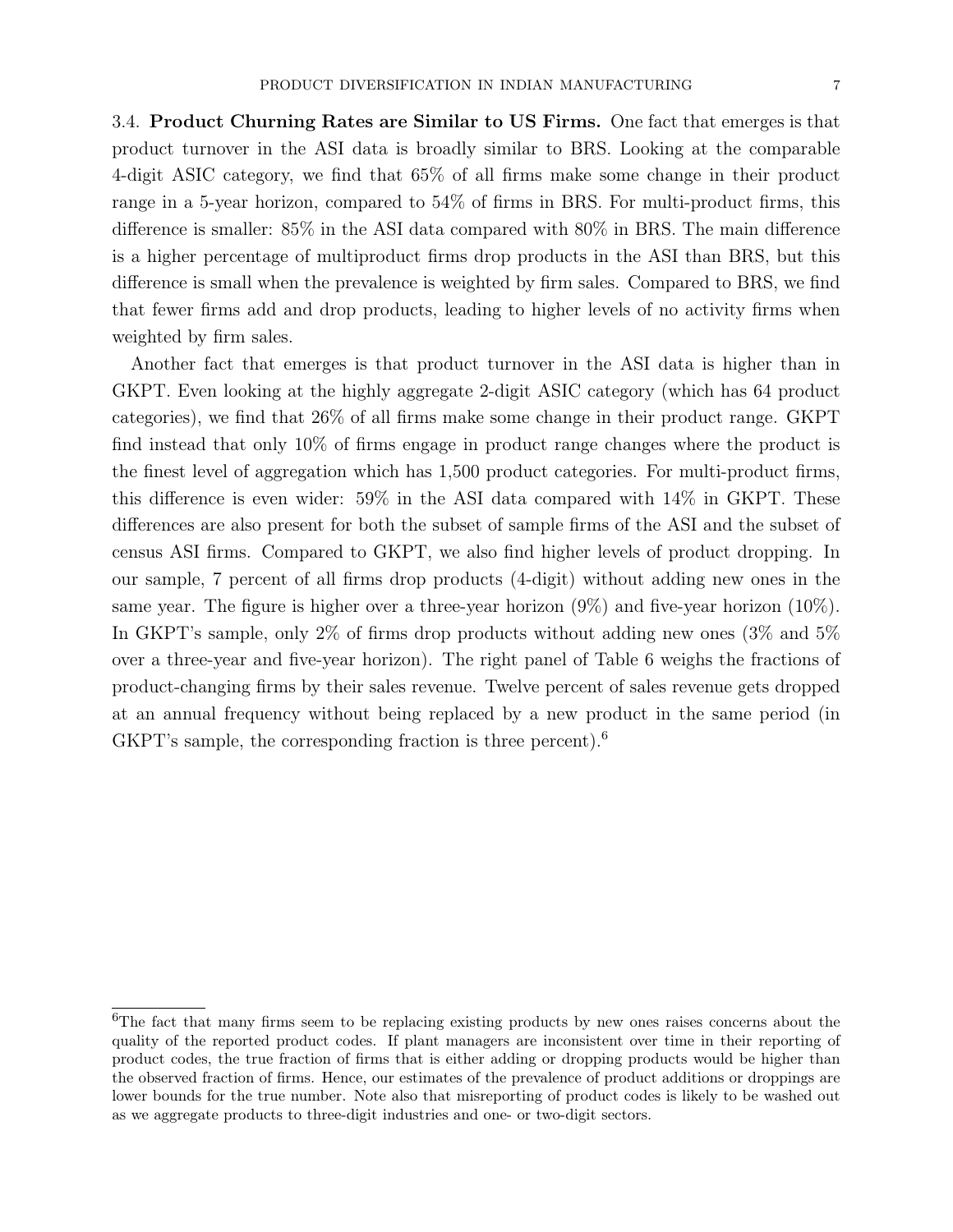### 3.4. Product Churning Rates are Similar to US Firms.

One fact that emerges is that product turnover in the ASI data is broadly similar to BRS. Looking at the comparable 4-digit ASIC category, we find that 65% of all firms make some change in their product range in a 5-year horizon, compared to 54% of firms in BRS. For multi-product firms, this difference is smaller: 85% in the ASI data compared with 80% in BRS. The main difference is a higher percentage of multiproduct firms drop products in the ASI than BRS, but this difference is small when the prevalence is weighted by firm sales. Compared to BRS, we find that fewer firms add and drop products, leading to higher levels of no activity firms when weighted by firm sales.

Another fact that emerges is that product turnover in the ASI data is higher than in GKPT. Even looking at the highly aggregate 2-digit ASIC category (which has 64 product categories), we find that 26% of all firms make some change in their product range. GKPT find instead that only 10% of firms engage in product range changes where the product is the finest level of aggregation which has 1,500 product categories. For multi-product firms, this difference is even wider: 59% in the ASI data compared with 14% in GKPT. These differences are also present for both the subset of sample firms of the ASI and the subset of census ASI firms. Compared to GKPT, we also find higher levels of product dropping. In our sample, 7 percent of all firms drop products (4-digit) without adding new ones in the same year. The figure is higher over a three-year horizon (9%) and five-year horizon (10%). In GKPT's sample, only 2% of firms drop products without adding new ones (3% and 5% over a three-year and five-year horizon). The right panel of Table 6 weighs the fractions of product-changing firms by their sales revenue. Twelve percent of sales revenue gets dropped at an annual frequency without being replaced by a new product in the same period (in GKPT's sample, the corresponding fraction is three percent).[6]

[6] The fact that many firms seem to be replacing existing products by new ones raises concerns about the quality of the reported product codes. If plant managers are inconsistent over time in their reporting of product codes, the true fraction of firms that is either adding or dropping products would be higher than the observed fraction of firms. Hence, our estimates of the prevalence of product additions or droppings are lower bounds for the true number. Note also that misreporting of product codes is likely to be washed out as we aggregate products to three-digit industries and one- or two-digit sectors.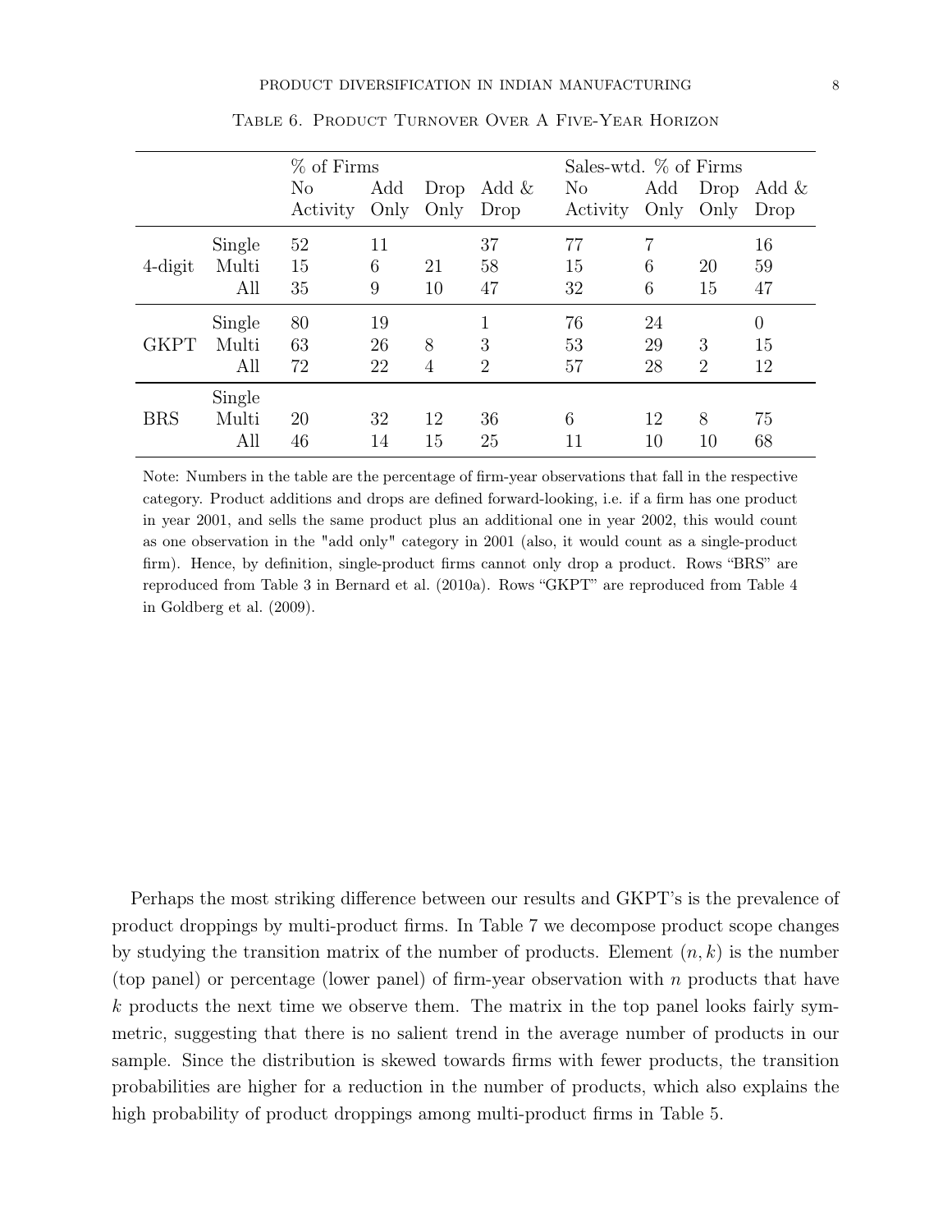Table 6. Product Turnover Over A Five-Year Horizon

| | | % of Firms | | | | Sales-wtd. % of Firms | | | |
|---|---|---|---|---|---|---|---|---|---|
| | | No Activity | Add Only | Drop Only | Add & Drop | No Activity | Add Only | Drop Only | Add & Drop |
| 4-digit | Single | 52 | 11 | | 37 | 77 | 7 | | 16 |
| | Multi | 15 | 6 | 21 | 58 | 15 | 6 | 20 | 59 |
| | All | 35 | 9 | 10 | 47 | 32 | 6 | 15 | 47 |
| GKPT | Single | 80 | 19 | | 1 | 76 | 24 | | 0 |
| | Multi | 63 | 26 | 8 | 3 | 53 | 29 | 3 | 15 |
| | All | 72 | 22 | 4 | 2 | 57 | 28 | 2 | 12 |
| BRS | Single | | | | | | | | |
| | Multi | 20 | 32 | 12 | 36 | 6 | 12 | 8 | 75 |
| | All | 46 | 14 | 15 | 25 | 11 | 10 | 10 | 68 |

Note: Numbers in the table are the percentage of firm-year observations that fall in the respective category. Product additions and drops are defined forward-looking, i.e. if a firm has one product in year 2001, and sells the same product plus an additional one in year 2002, this would count as one observation in the "add only" category in 2001 (also, it would count as a single-product firm). Hence, by definition, single-product firms cannot only drop a product. Rows "BRS" are reproduced from Table 3 in Bernard et al. (2010a). Rows "GKPT" are reproduced from Table 4 in Goldberg et al. (2009).

Perhaps the most striking difference between our results and GKPT's is the prevalence of product droppings by multi-product firms. In Table 7 we decompose product scope changes by studying the transition matrix of the number of products. Element $(n, k)$ is the number (top panel) or percentage (lower panel) of firm-year observation with $n$ products that have $k$ products the next time we observe them. The matrix in the top panel looks fairly symmetric, suggesting that there is no salient trend in the average number of products in our sample. Since the distribution is skewed towards firms with fewer products, the transition probabilities are higher for a reduction in the number of products, which also explains the high probability of product droppings among multi-product firms in Table 5.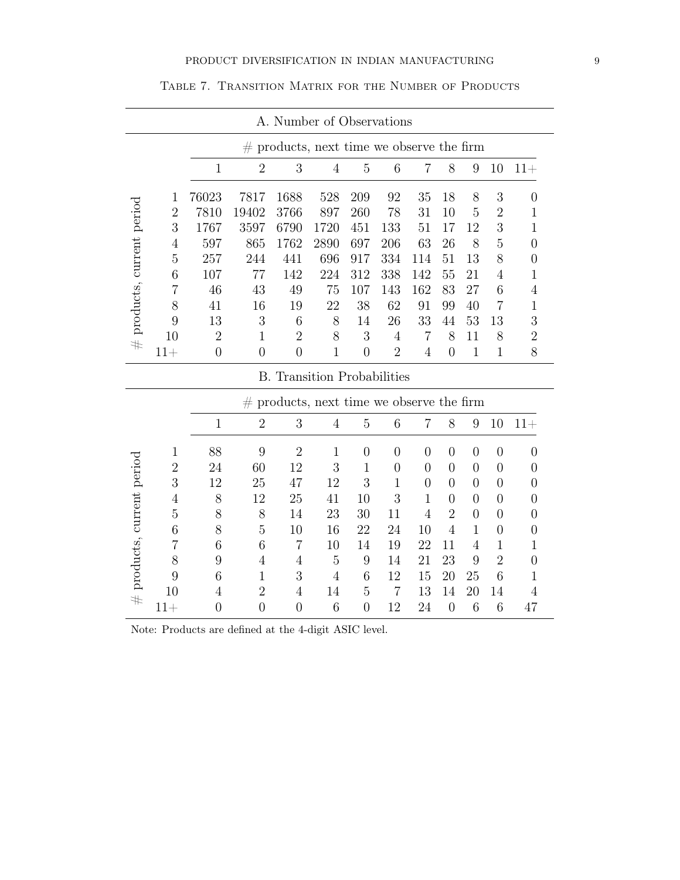Table 7. Transition Matrix for the Number of Products

**A. Number of Observations**

| # products, current period | # products, next time we observe the firm: 1 | 2 | 3 | 4 | 5 | 6 | 7 | 8 | 9 | 10 | 11+ |
|---|---|---|---|---|---|---|---|---|---|---|---|
| 1 | 76023 | 7817 | 1688 | 528 | 209 | 92 | 35 | 18 | 8 | 3 | 0 |
| 2 | 7810 | 19402 | 3766 | 897 | 260 | 78 | 31 | 10 | 5 | 2 | 1 |
| 3 | 1767 | 3597 | 6790 | 1720 | 451 | 133 | 51 | 17 | 12 | 3 | 1 |
| 4 | 597 | 865 | 1762 | 2890 | 697 | 206 | 63 | 26 | 8 | 5 | 0 |
| 5 | 257 | 244 | 441 | 696 | 917 | 334 | 114 | 51 | 13 | 8 | 0 |
| 6 | 107 | 77 | 142 | 224 | 312 | 338 | 142 | 55 | 21 | 4 | 1 |
| 7 | 46 | 43 | 49 | 75 | 107 | 143 | 162 | 83 | 27 | 6 | 4 |
| 8 | 41 | 16 | 19 | 22 | 38 | 62 | 91 | 99 | 40 | 7 | 1 |
| 9 | 13 | 3 | 6 | 8 | 14 | 26 | 33 | 44 | 53 | 13 | 3 |
| 10 | 2 | 1 | 2 | 8 | 3 | 4 | 7 | 8 | 11 | 8 | 2 |
| 11+ | 0 | 0 | 0 | 1 | 0 | 2 | 4 | 0 | 1 | 1 | 8 |

**B. Transition Probabilities**

| # products, current period | # products, next time we observe the firm: 1 | 2 | 3 | 4 | 5 | 6 | 7 | 8 | 9 | 10 | 11+ |
|---|---|---|---|---|---|---|---|---|---|---|---|
| 1 | 88 | 9 | 2 | 1 | 0 | 0 | 0 | 0 | 0 | 0 | 0 |
| 2 | 24 | 60 | 12 | 3 | 1 | 0 | 0 | 0 | 0 | 0 | 0 |
| 3 | 12 | 25 | 47 | 12 | 3 | 1 | 0 | 0 | 0 | 0 | 0 |
| 4 | 8 | 12 | 25 | 41 | 10 | 3 | 1 | 0 | 0 | 0 | 0 |
| 5 | 8 | 8 | 14 | 23 | 30 | 11 | 4 | 2 | 0 | 0 | 0 |
| 6 | 8 | 5 | 10 | 16 | 22 | 24 | 10 | 4 | 1 | 0 | 0 |
| 7 | 6 | 6 | 7 | 10 | 14 | 19 | 22 | 11 | 4 | 1 | 1 |
| 8 | 9 | 4 | 4 | 5 | 9 | 14 | 21 | 23 | 9 | 2 | 0 |
| 9 | 6 | 1 | 3 | 4 | 6 | 12 | 15 | 20 | 25 | 6 | 1 |
| 10 | 4 | 2 | 4 | 14 | 5 | 7 | 13 | 14 | 20 | 14 | 4 |
| 11+ | 0 | 0 | 0 | 6 | 0 | 12 | 24 | 0 | 6 | 6 | 47 |

Note: Products are defined at the 4-digit ASIC level.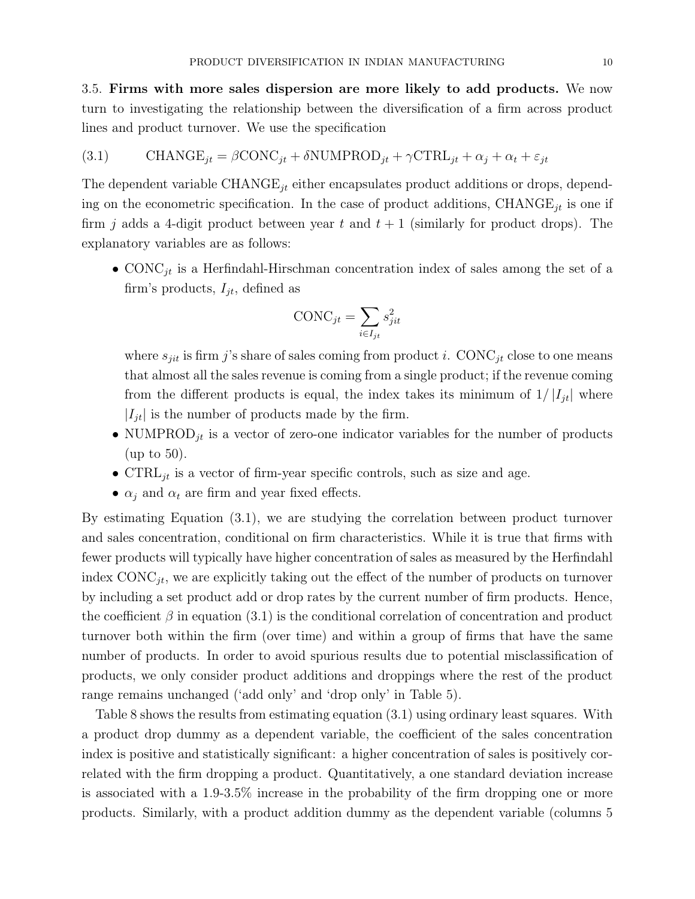3.5. **Firms with more sales dispersion are more likely to add products.** We now turn to investigating the relationship between the diversification of a firm across product lines and product turnover. We use the specification

$$\text{CHANGE}_{jt} = \beta\text{CONC}_{jt} + \delta\text{NUMPROD}_{jt} + \gamma\text{CTRL}_{jt} + \alpha_j + \alpha_t + \varepsilon_{jt} \tag{3.1}$$

The dependent variable $\text{CHANGE}_{jt}$ either encapsulates product additions or drops, depending on the econometric specification. In the case of product additions, $\text{CHANGE}_{jt}$ is one if firm $j$ adds a 4-digit product between year $t$ and $t+1$ (similarly for product drops). The explanatory variables are as follows:

- $\text{CONC}_{jt}$ is a Herfindahl-Hirschman concentration index of sales among the set of a firm's products, $I_{jt}$, defined as

  $$\text{CONC}_{jt} = \sum_{i \in I_{jt}} s_{jit}^2$$

  where $s_{jit}$ is firm $j$'s share of sales coming from product $i$. $\text{CONC}_{jt}$ close to one means that almost all the sales revenue is coming from a single product; if the revenue coming from the different products is equal, the index takes its minimum of $1/|I_{jt}|$ where $|I_{jt}|$ is the number of products made by the firm.
- $\text{NUMPROD}_{jt}$ is a vector of zero-one indicator variables for the number of products (up to 50).
- $\text{CTRL}_{jt}$ is a vector of firm-year specific controls, such as size and age.
- $\alpha_j$ and $\alpha_t$ are firm and year fixed effects.

By estimating Equation (3.1), we are studying the correlation between product turnover and sales concentration, conditional on firm characteristics. While it is true that firms with fewer products will typically have higher concentration of sales as measured by the Herfindahl index $\text{CONC}_{jt}$, we are explicitly taking out the effect of the number of products on turnover by including a set product add or drop rates by the current number of firm products. Hence, the coefficient $\beta$ in equation (3.1) is the conditional correlation of concentration and product turnover both within the firm (over time) and within a group of firms that have the same number of products. In order to avoid spurious results due to potential misclassification of products, we only consider product additions and droppings where the rest of the product range remains unchanged ('add only' and 'drop only' in Table 5).

Table 8 shows the results from estimating equation (3.1) using ordinary least squares. With a product drop dummy as a dependent variable, the coefficient of the sales concentration index is positive and statistically significant: a higher concentration of sales is positively correlated with the firm dropping a product. Quantitatively, a one standard deviation increase is associated with a 1.9-3.5% increase in the probability of the firm dropping one or more products. Similarly, with a product addition dummy as the dependent variable (columns 5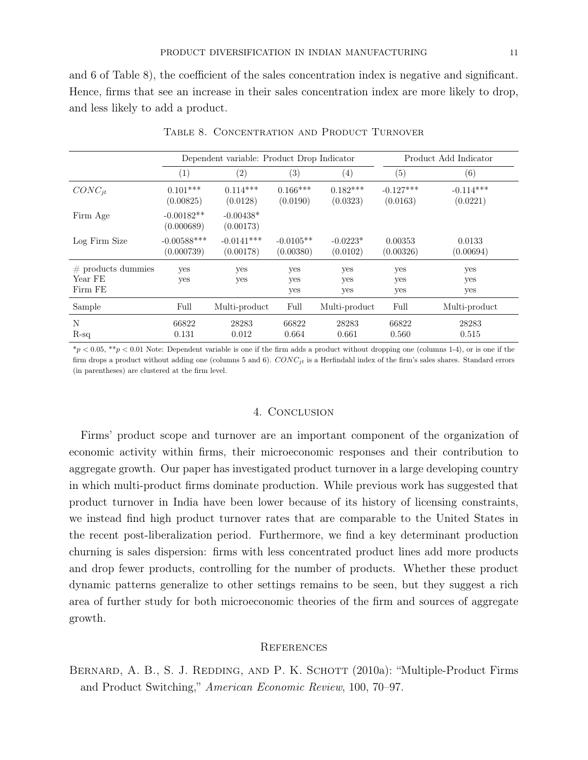and 6 of Table 8), the coefficient of the sales concentration index is negative and significant. Hence, firms that see an increase in their sales concentration index are more likely to drop, and less likely to add a product.

Table 8. Concentration and Product Turnover

| | Dependent variable: Product Drop Indicator | | | | Product Add Indicator | |
|---|---|---|---|---|---|---|
| | (1) | (2) | (3) | (4) | (5) | (6) |
| $CONC_{jt}$ | 0.101*** (0.00825) | 0.114*** (0.0128) | 0.166*** (0.0190) | 0.182*** (0.0323) | -0.127*** (0.0163) | -0.114*** (0.0221) |
| Firm Age | -0.00182** (0.000689) | -0.00438* (0.00173) | | | | |
| Log Firm Size | -0.00588*** (0.000739) | -0.0141*** (0.00178) | -0.0105** (0.00380) | -0.0223* (0.0102) | 0.00353 (0.00326) | 0.0133 (0.00694) |
| # products dummies | yes | yes | yes | yes | yes | yes |
| Year FE | yes | yes | yes | yes | yes | yes |
| Firm FE | | | yes | yes | yes | yes |
| Sample | Full | Multi-product | Full | Multi-product | Full | Multi-product |
| N | 66822 | 28283 | 66822 | 28283 | 66822 | 28283 |
| R-sq | 0.131 | 0.012 | 0.664 | 0.661 | 0.560 | 0.515 |

*$p < 0.05$, **$p < 0.01$ Note: Dependent variable is one if the firm adds a product without dropping one (columns 1-4), or is one if the firm drops a product without adding one (columns 5 and 6). $CONC_{jt}$ is a Herfindahl index of the firm's sales shares. Standard errors (in parentheses) are clustered at the firm level.

## 4. Conclusion

Firms' product scope and turnover are an important component of the organization of economic activity within firms, their microeconomic responses and their contribution to aggregate growth. Our paper has investigated product turnover in a large developing country in which multi-product firms dominate production. While previous work has suggested that product turnover in India have been lower because of its history of licensing constraints, we instead find high product turnover rates that are comparable to the United States in the recent post-liberalization period. Furthermore, we find a key determinant production churning is sales dispersion: firms with less concentrated product lines add more products and drop fewer products, controlling for the number of products. Whether these product dynamic patterns generalize to other settings remains to be seen, but they suggest a rich area of further study for both microeconomic theories of the firm and sources of aggregate growth.

## References

Bernard, A. B., S. J. Redding, and P. K. Schott (2010a): "Multiple-Product Firms and Product Switching," *American Economic Review*, 100, 70–97.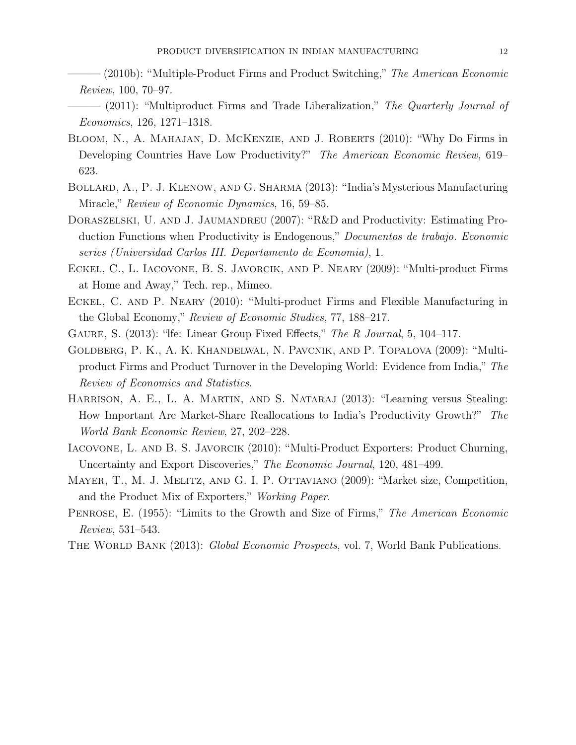——— (2010b): "Multiple-Product Firms and Product Switching," *The American Economic Review*, 100, 70–97.

——— (2011): "Multiproduct Firms and Trade Liberalization," *The Quarterly Journal of Economics*, 126, 1271–1318.

Bloom, N., A. Mahajan, D. McKenzie, and J. Roberts (2010): "Why Do Firms in Developing Countries Have Low Productivity?" *The American Economic Review*, 619–623.

Bollard, A., P. J. Klenow, and G. Sharma (2013): "India's Mysterious Manufacturing Miracle," *Review of Economic Dynamics*, 16, 59–85.

Doraszelski, U. and J. Jaumandreu (2007): "R&D and Productivity: Estimating Production Functions when Productivity is Endogenous," *Documentos de trabajo. Economic series (Universidad Carlos III. Departamento de Economia)*, 1.

Eckel, C., L. Iacovone, B. S. Javorcik, and P. Neary (2009): "Multi-product Firms at Home and Away," Tech. rep., Mimeo.

Eckel, C. and P. Neary (2010): "Multi-product Firms and Flexible Manufacturing in the Global Economy," *Review of Economic Studies*, 77, 188–217.

Gaure, S. (2013): "lfe: Linear Group Fixed Effects," *The R Journal*, 5, 104–117.

Goldberg, P. K., A. K. Khandelwal, N. Pavcnik, and P. Topalova (2009): "Multi-product Firms and Product Turnover in the Developing World: Evidence from India," *The Review of Economics and Statistics*.

Harrison, A. E., L. A. Martin, and S. Nataraj (2013): "Learning versus Stealing: How Important Are Market-Share Reallocations to India's Productivity Growth?" *The World Bank Economic Review*, 27, 202–228.

Iacovone, L. and B. S. Javorcik (2010): "Multi-Product Exporters: Product Churning, Uncertainty and Export Discoveries," *The Economic Journal*, 120, 481–499.

Mayer, T., M. J. Melitz, and G. I. P. Ottaviano (2009): "Market size, Competition, and the Product Mix of Exporters," *Working Paper*.

Penrose, E. (1955): "Limits to the Growth and Size of Firms," *The American Economic Review*, 531–543.

The World Bank (2013): *Global Economic Prospects*, vol. 7, World Bank Publications.